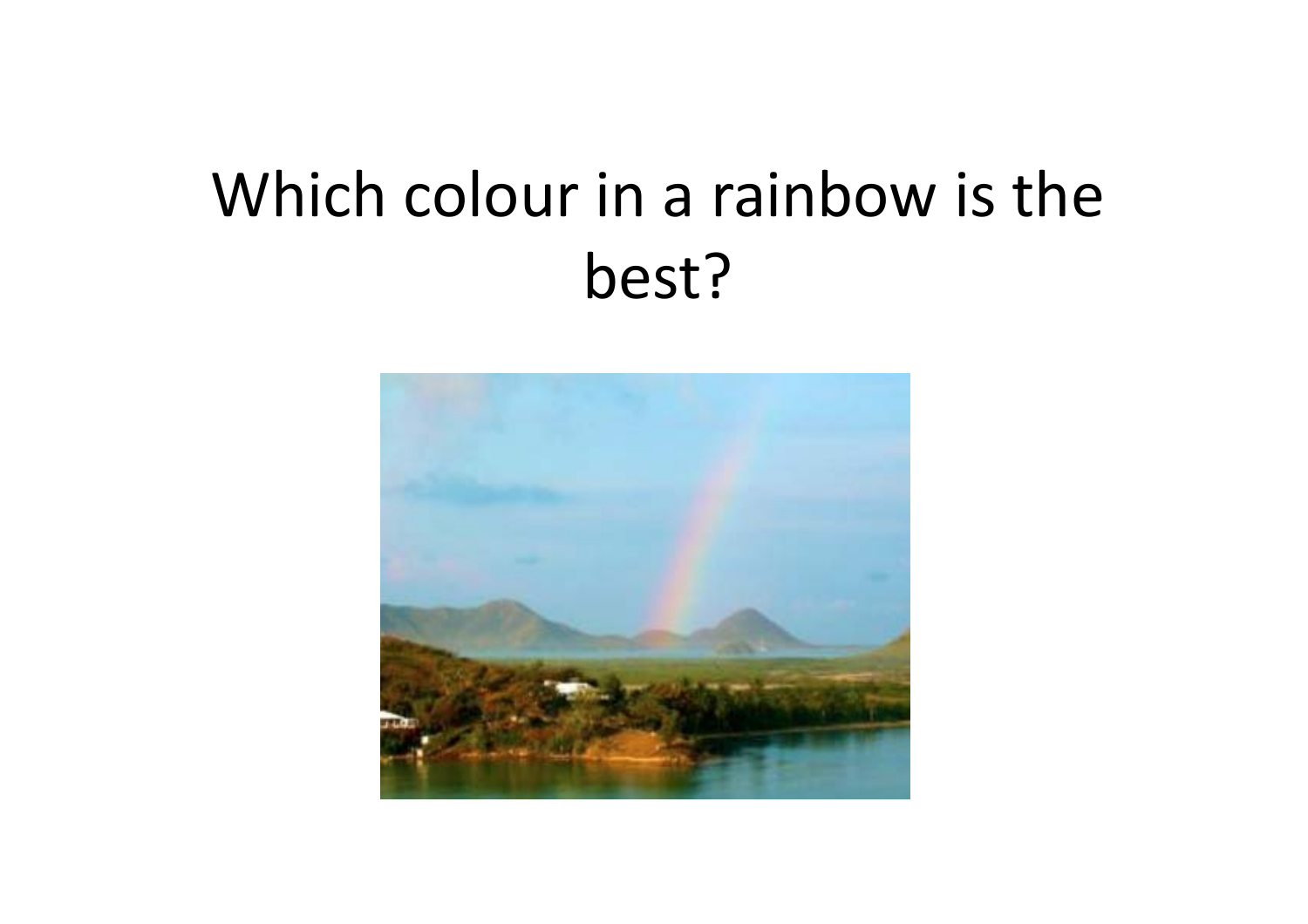# Which colour in a rainbow is the best?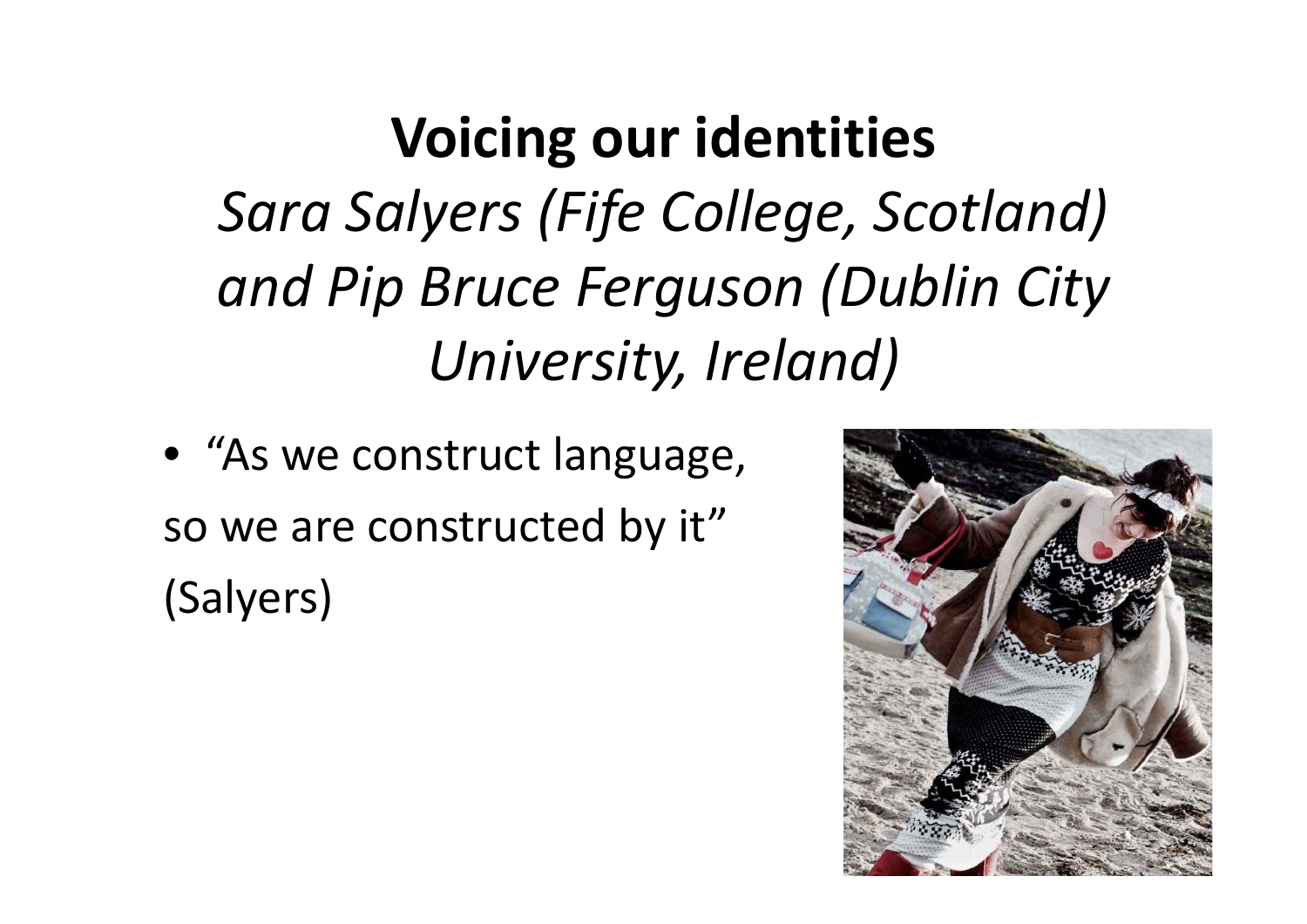# Voicing our identities

*Sara Salyers (Fife College, Scotland) and Pip Bruce Ferguson (Dublin City University, Ireland)*

- "As we construct language, so we are constructed by it" (Salyers)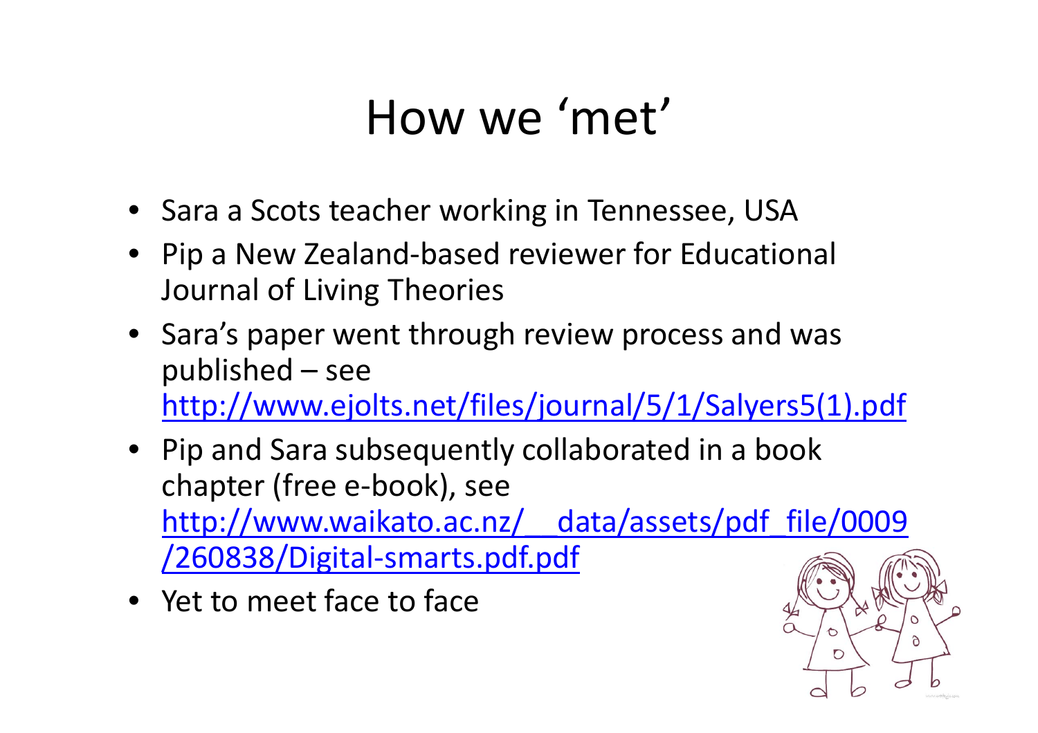# How we 'met'

- Sara a Scots teacher working in Tennessee, USA
- Pip a New Zealand-based reviewer for Educational Journal of Living Theories
- Sara's paper went through review process and was published – see http://www.ejolts.net/files/journal/5/1/Salyers5(1).pdf
- Pip and Sara subsequently collaborated in a book chapter (free e-book), see http://www.waikato.ac.nz/__data/assets/pdf_file/0009/260838/Digital-smarts.pdf.pdf
- Yet to meet face to face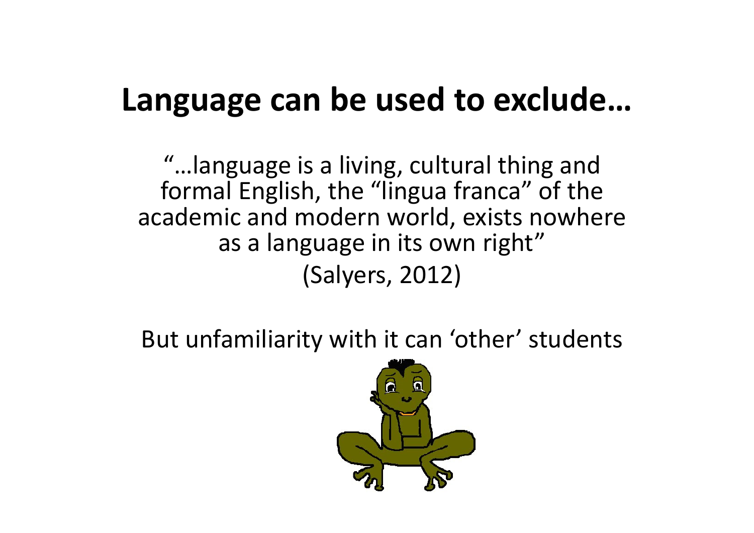# Language can be used to exclude…

"…language is a living, cultural thing and formal English, the "lingua franca" of the academic and modern world, exists nowhere as a language in its own right"

(Salyers, 2012)

But unfamiliarity with it can 'other' students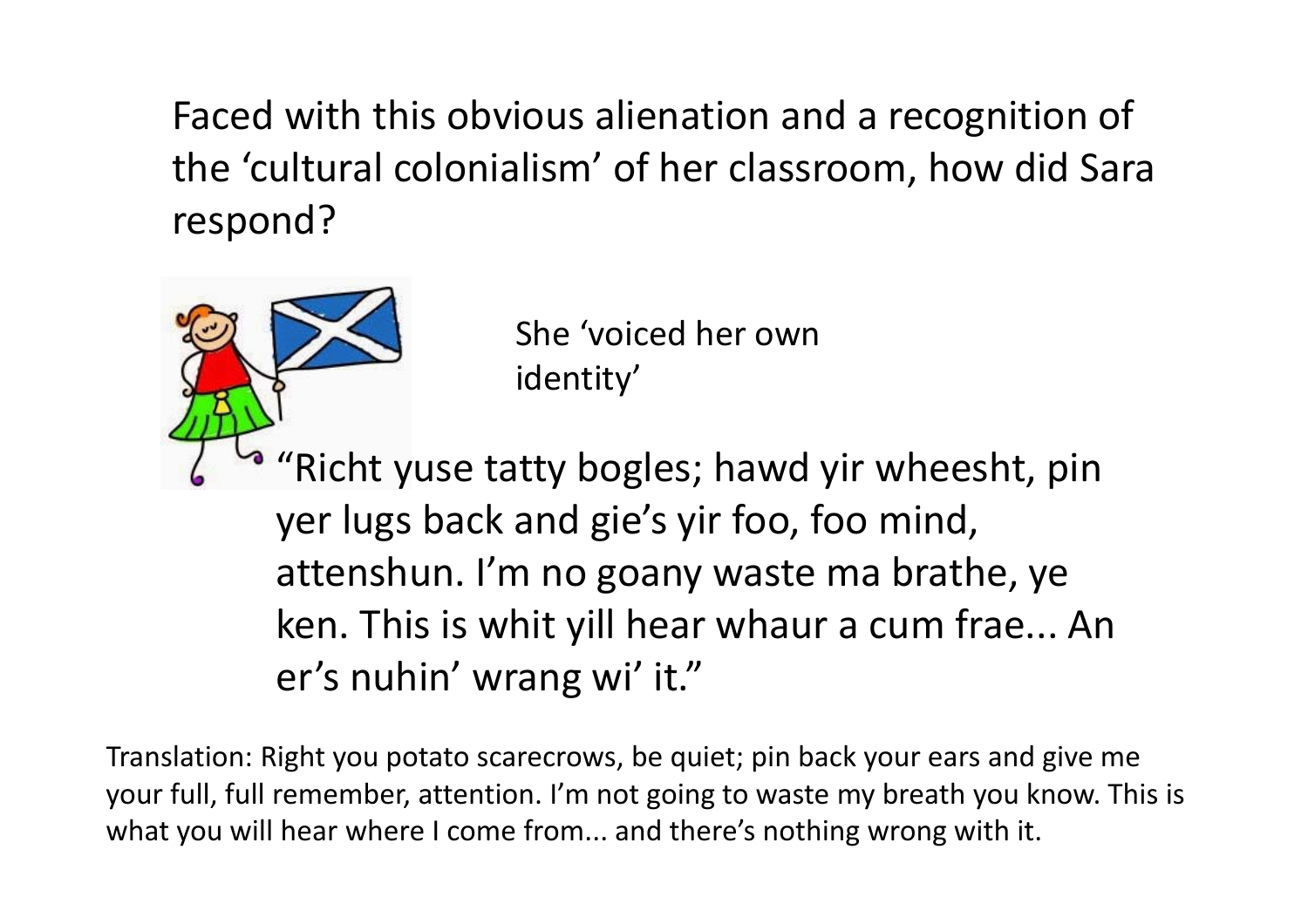Faced with this obvious alienation and a recognition of the 'cultural colonialism' of her classroom, how did Sara respond?

She 'voiced her own identity'

"Richt yuse tatty bogles; hawd yir wheesht, pin yer lugs back and gie's yir foo, foo mind, attenshun. I'm no goany waste ma brathe, ye ken. This is whit yill hear whaur a cum frae... An er's nuhin' wrang wi' it."

Translation: Right you potato scarecrows, be quiet; pin back your ears and give me your full, full remember, attention. I'm not going to waste my breath you know. This is what you will hear where I come from... and there's nothing wrong with it.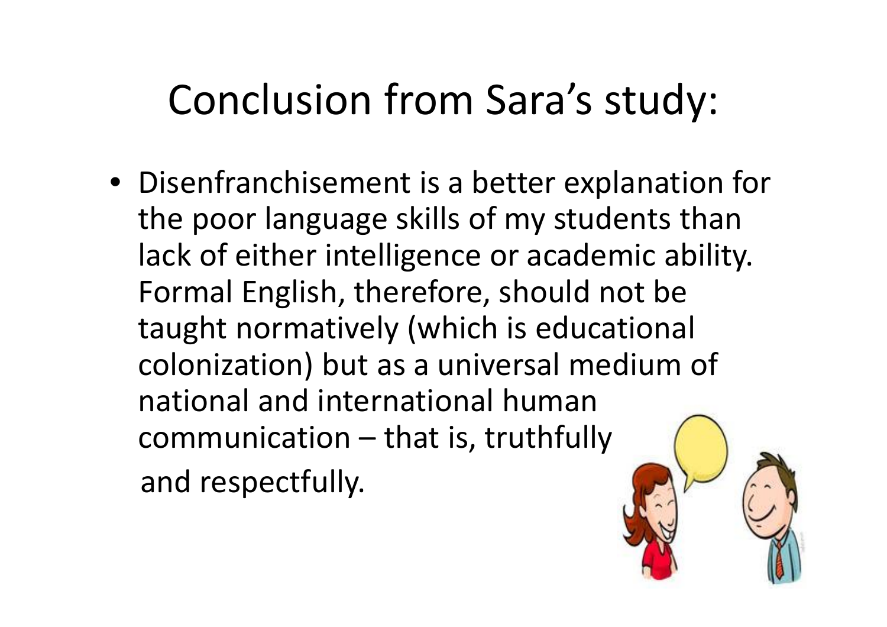# Conclusion from Sara's study:

- Disenfranchisement is a better explanation for the poor language skills of my students than lack of either intelligence or academic ability. Formal English, therefore, should not be taught normatively (which is educational colonization) but as a universal medium of national and international human communication – that is, truthfully and respectfully.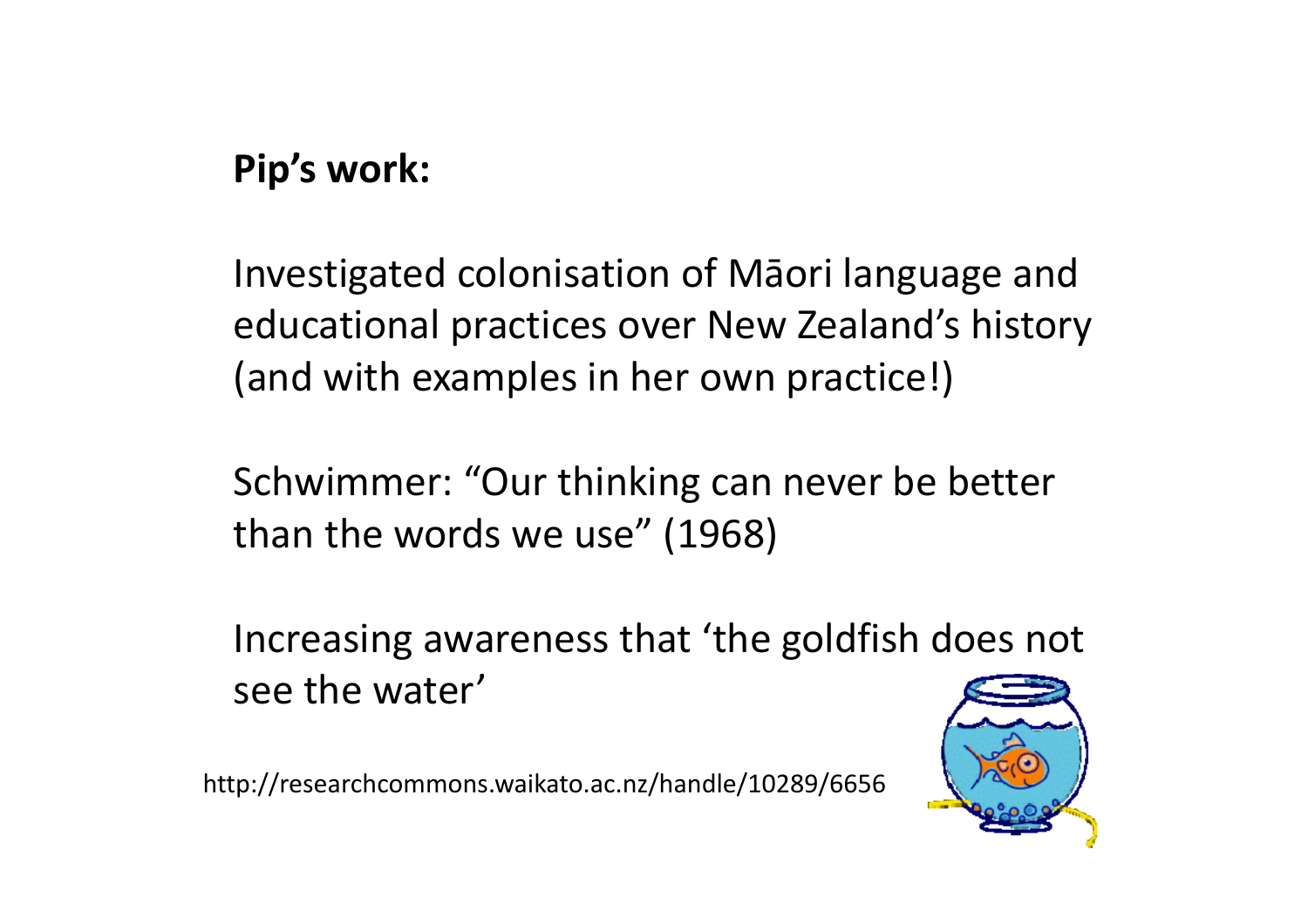**Pip's work:**

Investigated colonisation of Māori language and educational practices over New Zealand's history (and with examples in her own practice!)

Schwimmer: "Our thinking can never be better than the words we use" (1968)

Increasing awareness that 'the goldfish does not see the water'

http://researchcommons.waikato.ac.nz/handle/10289/6656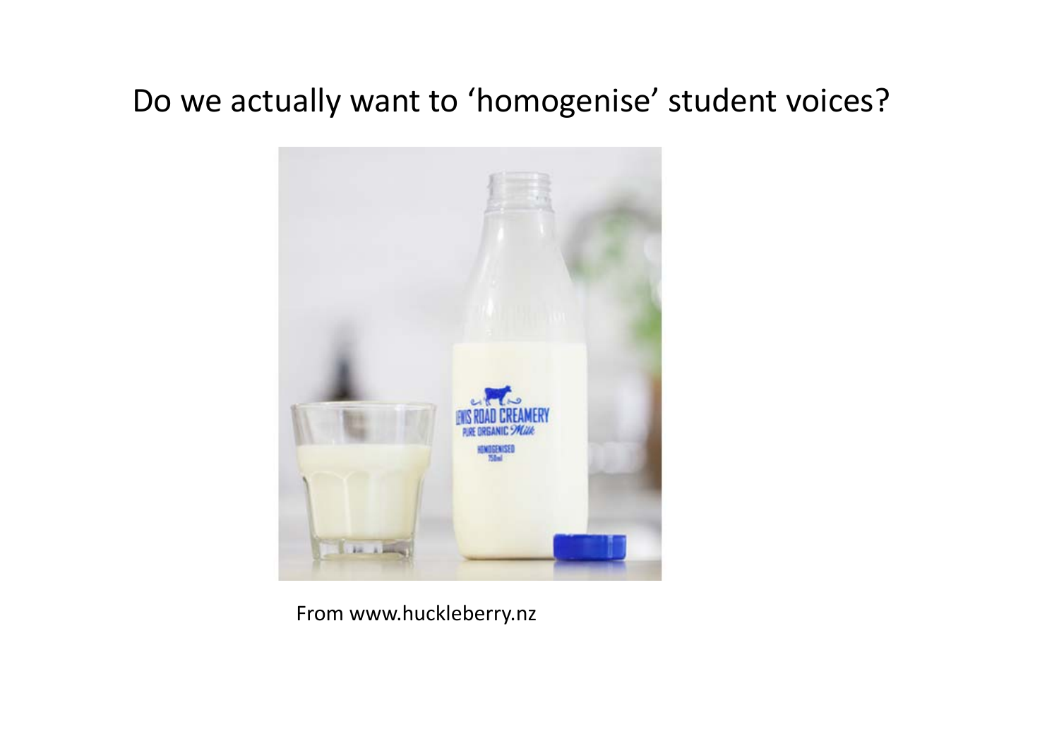# Do we actually want to 'homogenise' student voices?

From www.huckleberry.nz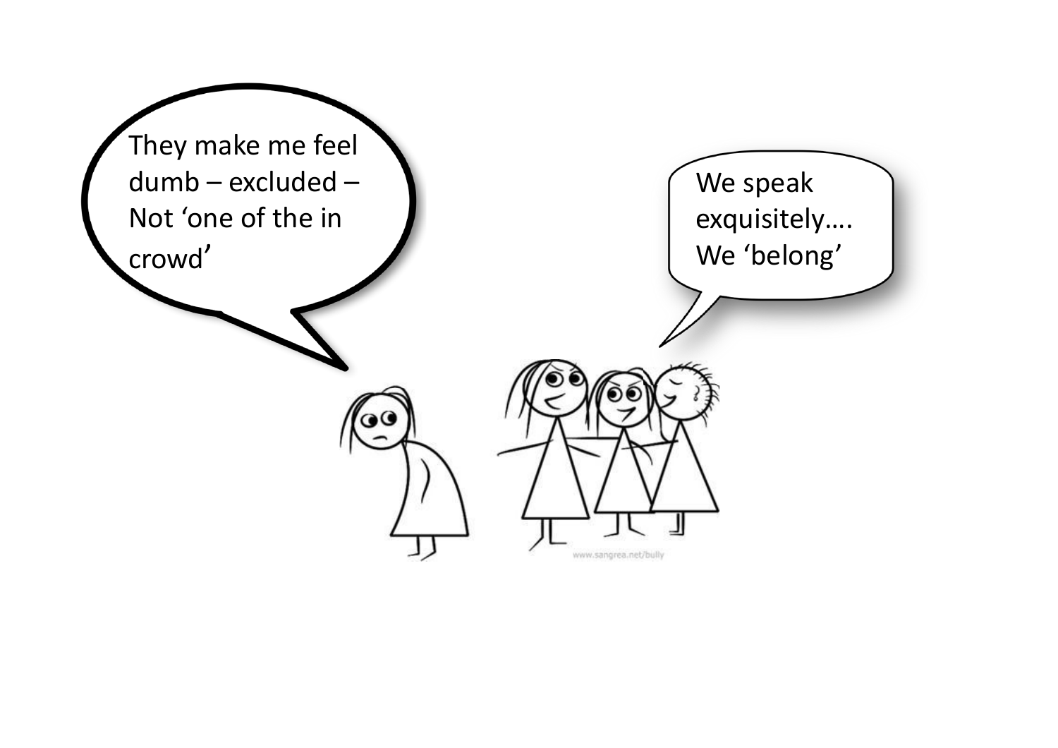They make me feel dumb – excluded – Not 'one of the in crowd'

We speak exquisitely…. We 'belong'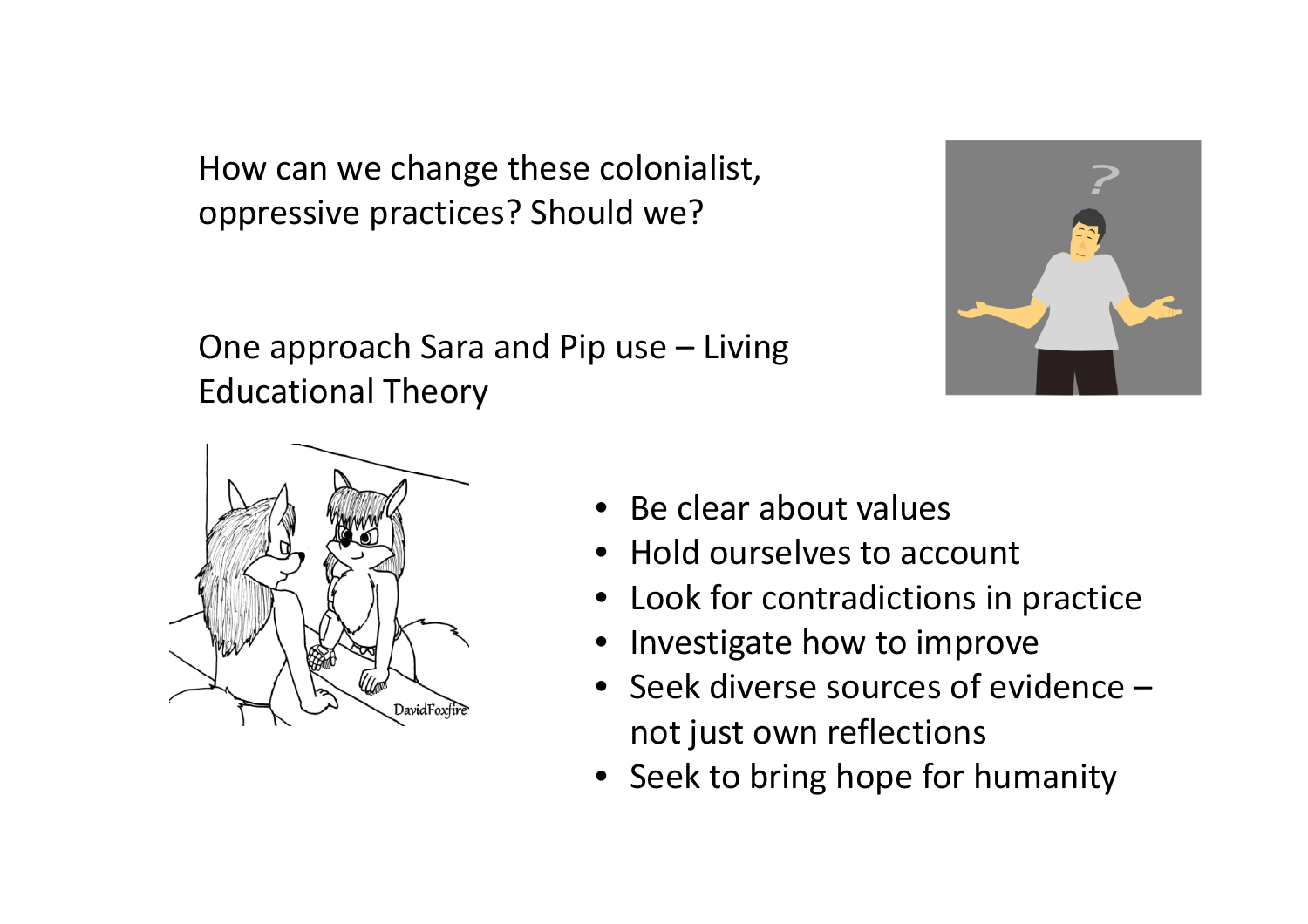How can we change these colonialist, oppressive practices? Should we?

One approach Sara and Pip use – Living Educational Theory

- Be clear about values
- Hold ourselves to account
- Look for contradictions in practice
- Investigate how to improve
- Seek diverse sources of evidence – not just own reflections
- Seek to bring hope for humanity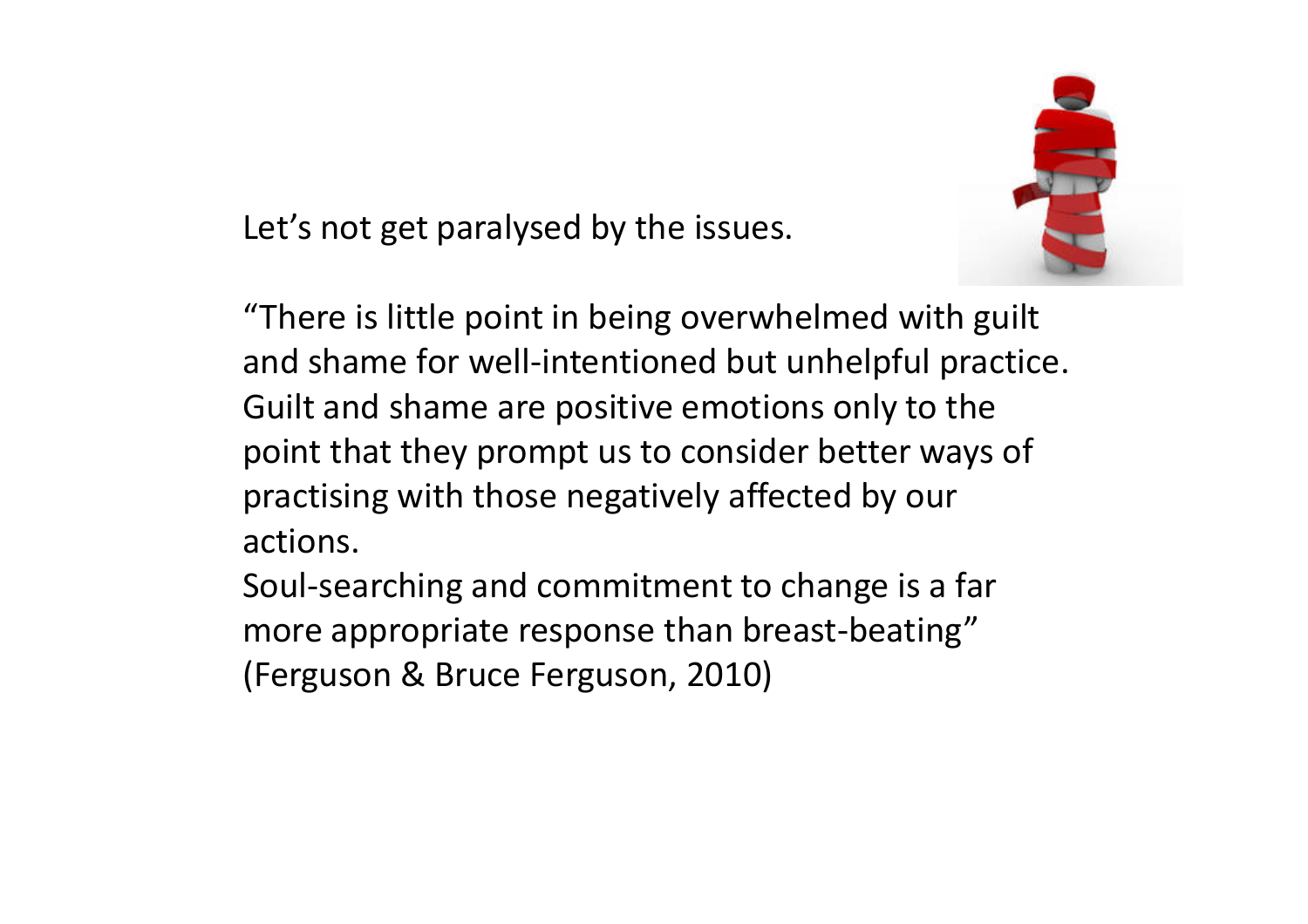Let's not get paralysed by the issues.

"There is little point in being overwhelmed with guilt and shame for well-intentioned but unhelpful practice. Guilt and shame are positive emotions only to the point that they prompt us to consider better ways of practising with those negatively affected by our actions.
Soul-searching and commitment to change is a far more appropriate response than breast-beating"
(Ferguson & Bruce Ferguson, 2010)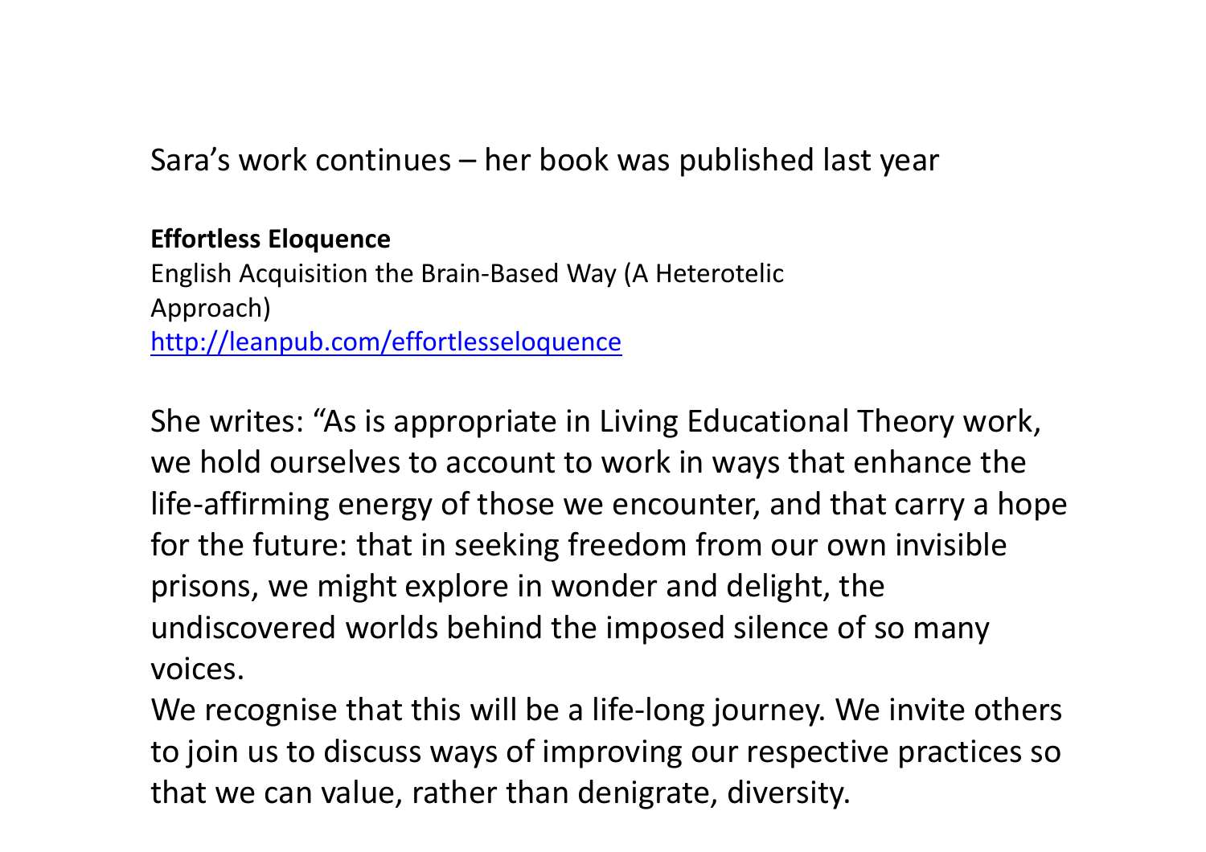Sara’s work continues – her book was published last year

**Effortless Eloquence**
English Acquisition the Brain-Based Way (A Heterotelic Approach)
http://leanpub.com/effortlesseloquence

She writes: “As is appropriate in Living Educational Theory work, we hold ourselves to account to work in ways that enhance the life-affirming energy of those we encounter, and that carry a hope for the future: that in seeking freedom from our own invisible prisons, we might explore in wonder and delight, the undiscovered worlds behind the imposed silence of so many voices.

We recognise that this will be a life-long journey. We invite others to join us to discuss ways of improving our respective practices so that we can value, rather than denigrate, diversity.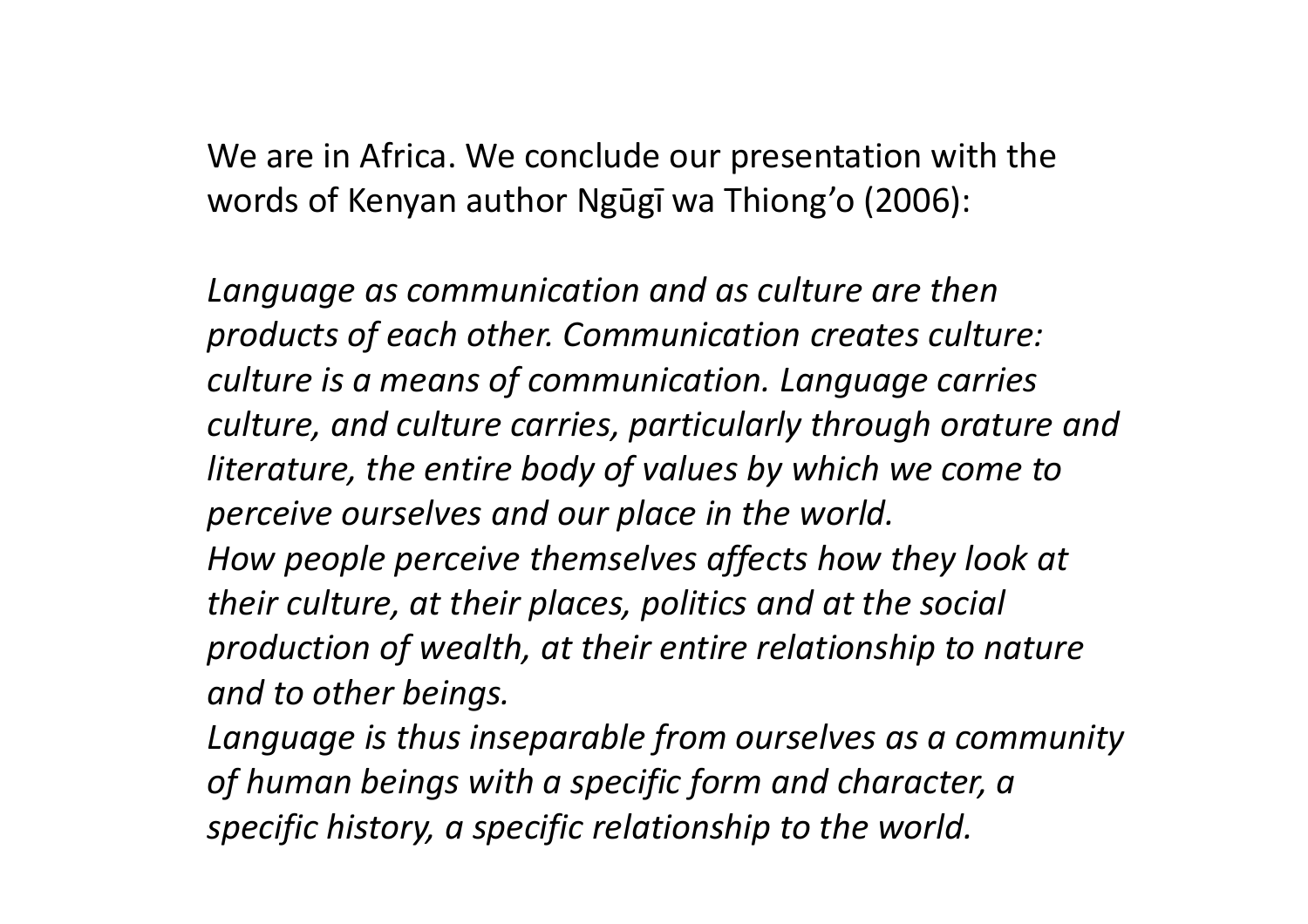We are in Africa. We conclude our presentation with the words of Kenyan author Ngũgĩ wa Thiong'o (2006):

*Language as communication and as culture are then products of each other. Communication creates culture: culture is a means of communication. Language carries culture, and culture carries, particularly through orature and literature, the entire body of values by which we come to perceive ourselves and our place in the world.*
*How people perceive themselves affects how they look at their culture, at their places, politics and at the social production of wealth, at their entire relationship to nature and to other beings.*
*Language is thus inseparable from ourselves as a community of human beings with a specific form and character, a specific history, a specific relationship to the world.*